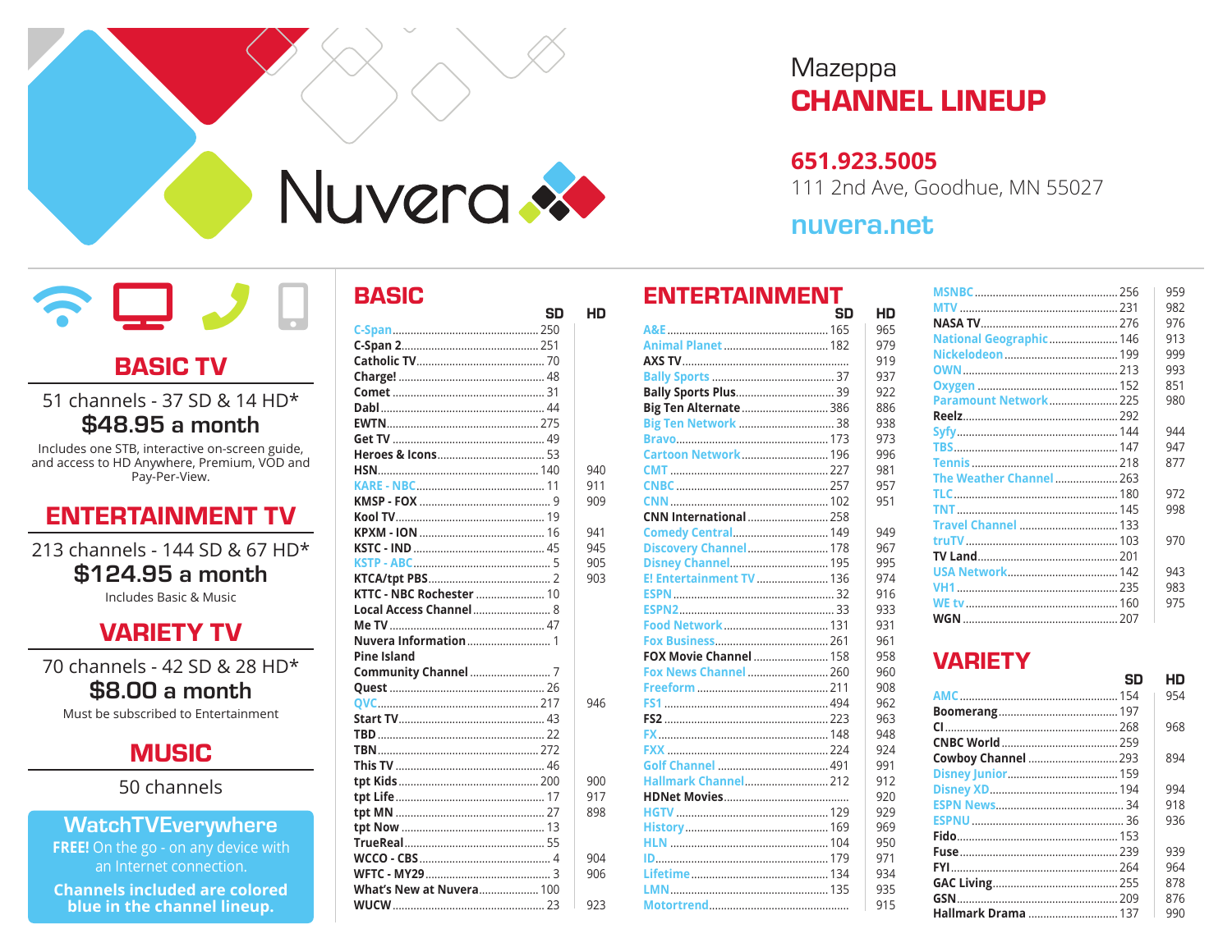Nuvera

# Mazeppa CHANNEL LINEUP

**651.923.5005**

111 2nd Ave, Goodhue, MN 55027

nuvera.net

## BASIC TV

51 channels - 37 SD & 14 HD*

**$48.95 a month**

Includes one STB, interactive on-screen guide, and access to HD Anywhere, Premium, VOD and Pay-Per-View.

## ENTERTAINMENT TV

213 channels - 144 SD & 67 HD*

**$124.95 a month**

Includes Basic & Music

## VARIETY TV

70 channels - 42 SD & 28 HD*

**$8.00 a month**

Must be subscribed to Entertainment

## MUSIC

50 channels

**WatchTVEverywhere**

**FREE!** On the go - on any device with an Internet connection.

**Channels included are colored blue in the channel lineup.**

## BASIC

| Channel | SD | HD |
|---|---|---|
| C-Span | 250 | |
| C-Span 2 | 251 | |
| Catholic TV | 70 | |
| Charge! | 48 | |
| Comet | 31 | |
| Dabl | 44 | |
| EWTN | 275 | |
| Get TV | 49 | |
| Heroes & Icons | 53 | |
| HSN | 140 | 940 |
| KARE - NBC | 11 | 911 |
| KMSP - FOX | 9 | 909 |
| Kool TV | 19 | |
| KPXM - ION | 16 | 941 |
| KSTC - IND | 45 | 945 |
| KSTP - ABC | 5 | 905 |
| KTCA/tpt PBS | 2 | 903 |
| KTTC - NBC Rochester | 10 | |
| Local Access Channel | 8 | |
| Me TV | 47 | |
| Nuvera Information | 1 | |
| Pine Island Community Channel | 7 | |
| Quest | 26 | |
| QVC | 217 | 946 |
| Start TV | 43 | |
| TBD | 22 | |
| TBN | 272 | |
| This TV | 46 | |
| tpt Kids | 200 | 900 |
| tpt Life | 17 | 917 |
| tpt MN | 27 | 898 |
| tpt Now | 13 | |
| TrueReal | 55 | |
| WCCO - CBS | 4 | 904 |
| WFTC - MY29 | 3 | 906 |
| What's New at Nuvera | 100 | |
| WUCW | 23 | 923 |

## ENTERTAINMENT

| Channel | SD | HD |
|---|---|---|
| A&E | 165 | 965 |
| Animal Planet | 182 | 979 |
| AXS TV | | 919 |
| Bally Sports | 37 | 937 |
| Bally Sports Plus | 39 | 922 |
| Big Ten Alternate | 386 | 886 |
| Big Ten Network | 38 | 938 |
| Bravo | 173 | 973 |
| Cartoon Network | 196 | 996 |
| CMT | 227 | 981 |
| CNBC | 257 | 957 |
| CNN | 102 | 951 |
| CNN International | 258 | |
| Comedy Central | 149 | 949 |
| Discovery Channel | 178 | 967 |
| Disney Channel | 195 | 995 |
| E! Entertainment TV | 136 | 974 |
| ESPN | 32 | 916 |
| ESPN2 | 33 | 933 |
| Food Network | 131 | 931 |
| Fox Business | 261 | 961 |
| FOX Movie Channel | 158 | 958 |
| Fox News Channel | 260 | 960 |
| Freeform | 211 | 908 |
| FS1 | 494 | 962 |
| FS2 | 223 | 963 |
| FX | 148 | 948 |
| FXX | 224 | 924 |
| Golf Channel | 491 | 991 |
| Hallmark Channel | 212 | 912 |
| HDNet Movies | | 920 |
| HGTV | 129 | 929 |
| History | 169 | 969 |
| HLN | 104 | 950 |
| ID | 179 | 971 |
| Lifetime | 134 | 934 |
| LMN | 135 | 935 |
| Motortrend | | 915 |
| MSNBC | 256 | 959 |
| MTV | 231 | 982 |
| NASA TV | 276 | 976 |
| National Geographic | 146 | 913 |
| Nickelodeon | 199 | 999 |
| OWN | 213 | 993 |
| Oxygen | 152 | 851 |
| Paramount Network | 225 | 980 |
| Reelz | 292 | |
| Syfy | 144 | 944 |
| TBS | 147 | 947 |
| Tennis | 218 | 877 |
| The Weather Channel | 263 | |
| TLC | 180 | 972 |
| TNT | 145 | 998 |
| Travel Channel | 133 | |
| truTV | 103 | 970 |
| TV Land | 201 | |
| USA Network | 142 | 943 |
| VH1 | 235 | 983 |
| WE tv | 160 | 975 |
| WGN | 207 | |

## VARIETY

| Channel | SD | HD |
|---|---|---|
| AMC | 154 | 954 |
| Boomerang | 197 | |
| CI | 268 | 968 |
| CNBC World | 259 | |
| Cowboy Channel | 293 | 894 |
| Disney Junior | 159 | |
| Disney XD | 194 | 994 |
| ESPN News | 34 | 918 |
| ESPNU | 36 | 936 |
| Fido | 153 | |
| Fuse | 239 | 939 |
| FYI | 264 | 964 |
| GAC Living | 255 | 878 |
| GSN | 209 | 876 |
| Hallmark Drama | 137 | 990 |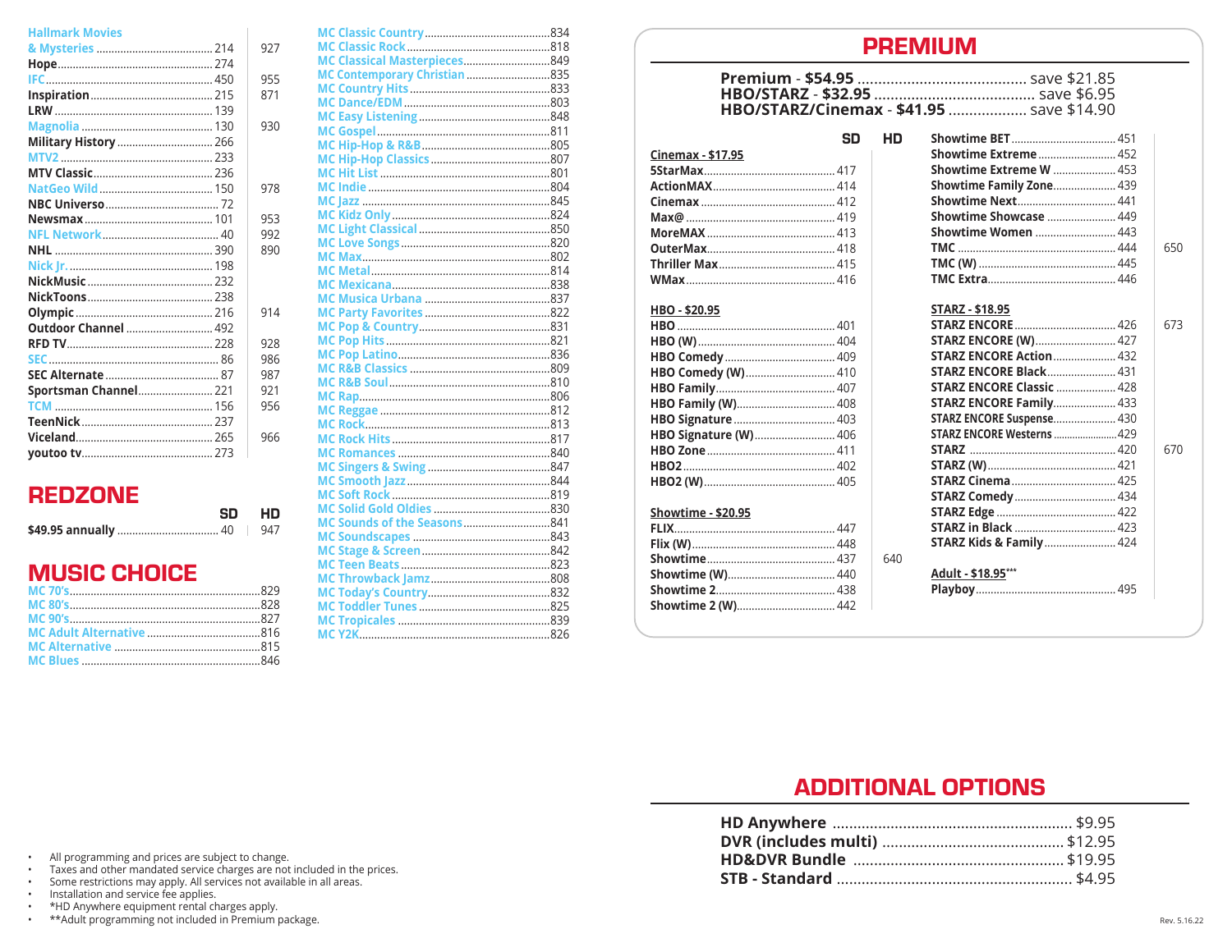| | SD | HD |
|---|---|---|
| Hallmark Movies & Mysteries | 214 | 927 |
| Hope | 274 | |
| IFC | 450 | 955 |
| Inspiration | 215 | 871 |
| LRW | 139 | |
| Magnolia | 130 | 930 |
| Military History | 266 | |
| MTV2 | 233 | |
| MTV Classic | 236 | |
| NatGeo Wild | 150 | 978 |
| NBC Universo | 72 | |
| Newsmax | 101 | 953 |
| NFL Network | 40 | 992 |
| NHL | 390 | 890 |
| Nick Jr. | 198 | |
| NickMusic | 232 | |
| NickToons | 238 | |
| Olympic | 216 | 914 |
| Outdoor Channel | 492 | |
| RFD TV | 228 | 928 |
| SEC | 86 | 986 |
| SEC Alternate | 87 | 987 |
| Sportsman Channel | 221 | 921 |
| TCM | 156 | 956 |
| TeenNick | 237 | |
| Viceland | 265 | 966 |
| youtoo tv | 273 | |

# REDZONE

| | SD | HD |
|---|---|---|
| $49.95 annually | 40 | 947 |

# MUSIC CHOICE

| | |
|---|---|
| MC 70's | 829 |
| MC 80's | 828 |
| MC 90's | 827 |
| MC Adult Alternative | 816 |
| MC Alternative | 815 |
| MC Blues | 846 |
| MC Classic Country | 834 |
| MC Classic Rock | 818 |
| MC Classical Masterpieces | 849 |
| MC Contemporary Christian | 835 |
| MC Country Hits | 833 |
| MC Dance/EDM | 803 |
| MC Easy Listening | 848 |
| MC Gospel | 811 |
| MC Hip-Hop & R&B | 805 |
| MC Hip-Hop Classics | 807 |
| MC Hit List | 801 |
| MC Indie | 804 |
| MC Jazz | 845 |
| MC Kidz Only | 824 |
| MC Light Classical | 850 |
| MC Love Songs | 820 |
| MC Max | 802 |
| MC Metal | 814 |
| MC Mexicana | 838 |
| MC Musica Urbana | 837 |
| MC Party Favorites | 822 |
| MC Pop & Country | 831 |
| MC Pop Hits | 821 |
| MC Pop Latino | 836 |
| MC R&B Classics | 809 |
| MC R&B Soul | 810 |
| MC Rap | 806 |
| MC Reggae | 812 |
| MC Rock | 813 |
| MC Rock Hits | 817 |
| MC Romances | 840 |
| MC Singers & Swing | 847 |
| MC Smooth Jazz | 844 |
| MC Soft Rock | 819 |
| MC Solid Gold Oldies | 830 |
| MC Sounds of the Seasons | 841 |
| MC Soundscapes | 843 |
| MC Stage & Screen | 842 |
| MC Teen Beats | 823 |
| MC Throwback Jamz | 808 |
| MC Today's Country | 832 |
| MC Toddler Tunes | 825 |
| MC Tropicales | 839 |
| MC Y2K | 826 |

# PREMIUM

**Premium - $54.95** ........ save $21.85
**HBO/STARZ - $32.95** ........ save $6.95
**HBO/STARZ/Cinemax - $41.95** ........ save $14.90

| | SD | HD |
|---|---|---|
| **Cinemax - $17.95** | | |
| 5StarMax | 417 | |
| ActionMAX | 414 | |
| Cinemax | 412 | |
| Max@ | 419 | |
| MoreMAX | 413 | |
| OuterMax | 418 | |
| Thriller Max | 415 | |
| WMax | 416 | |
| **HBO - $20.95** | | |
| HBO | 401 | |
| HBO (W) | 404 | |
| HBO Comedy | 409 | |
| HBO Comedy (W) | 410 | |
| HBO Family | 407 | |
| HBO Family (W) | 408 | |
| HBO Signature | 403 | |
| HBO Signature (W) | 406 | |
| HBO Zone | 411 | |
| HBO2 | 402 | |
| HBO2 (W) | 405 | |
| **Showtime - $20.95** | | |
| FLIX | 447 | |
| Flix (W) | 448 | |
| Showtime | 437 | 640 |
| Showtime (W) | 440 | |
| Showtime 2 | 438 | |
| Showtime 2 (W) | 442 | |
| Showtime BET | 451 | |
| Showtime Extreme | 452 | |
| Showtime Extreme W | 453 | |
| Showtime Family Zone | 439 | |
| Showtime Next | 441 | |
| Showtime Showcase | 449 | |
| Showtime Women | 443 | |
| TMC | 444 | 650 |
| TMC (W) | 445 | |
| TMC Extra | 446 | |
| **STARZ - $18.95** | | |
| STARZ ENCORE | 426 | 673 |
| STARZ ENCORE (W) | 427 | |
| STARZ ENCORE Action | 432 | |
| STARZ ENCORE Black | 431 | |
| STARZ ENCORE Classic | 428 | |
| STARZ ENCORE Family | 433 | |
| STARZ ENCORE Suspense | 430 | |
| STARZ ENCORE Westerns | 429 | |
| STARZ | 420 | 670 |
| STARZ (W) | 421 | |
| STARZ Cinema | 425 | |
| STARZ Comedy | 434 | |
| STARZ Edge | 422 | |
| STARZ in Black | 423 | |
| STARZ Kids & Family | 424 | |
| **Adult - $18.95**** | | |
| Playboy | 495 | |

# ADDITIONAL OPTIONS

| | |
|---|---|
| **HD Anywhere** | $9.95 |
| **DVR (includes multi)** | $12.95 |
| **HD&DVR Bundle** | $19.95 |
| **STB - Standard** | $4.95 |

- All programming and prices are subject to change.
- Taxes and other mandated service charges are not included in the prices.
- Some restrictions may apply. All services not available in all areas.
- Installation and service fee applies.
- *HD Anywhere equipment rental charges apply.
- **Adult programming not included in Premium package.

Rev. 5.16.22